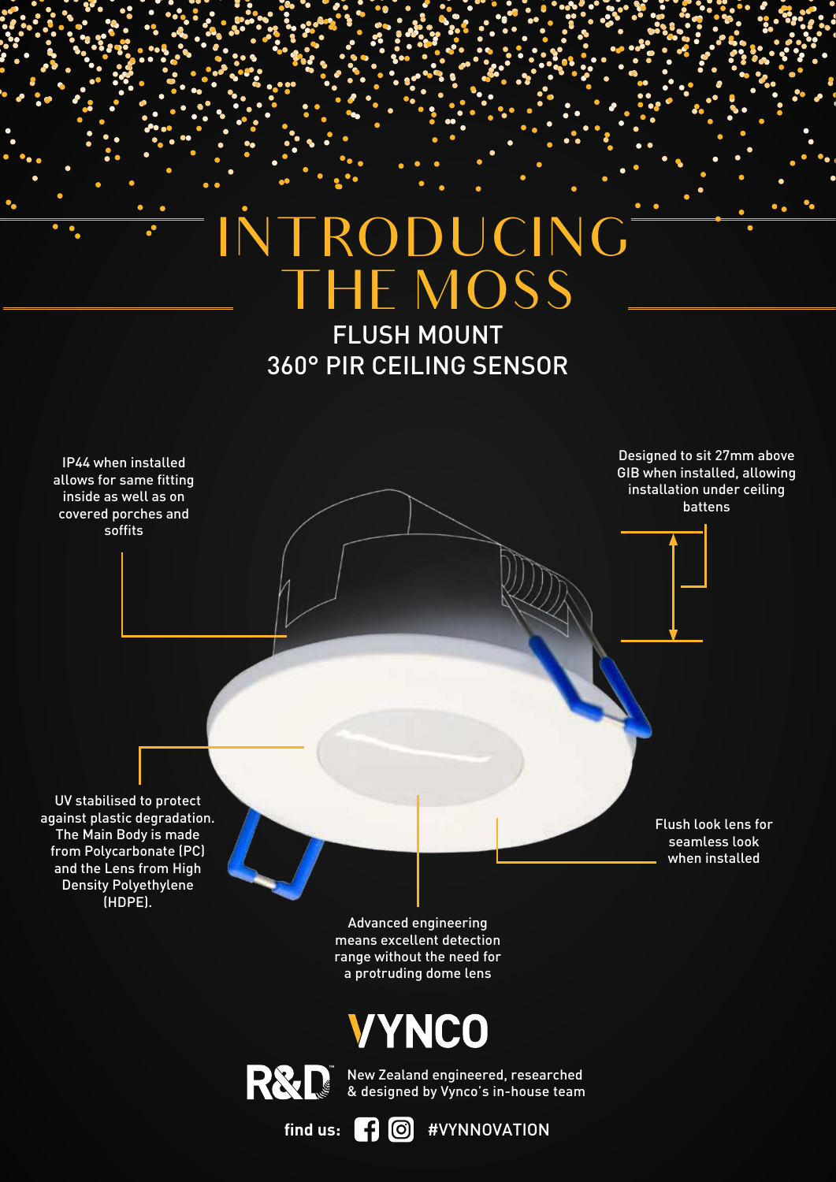# INTRODUCING THE MOSS

## FLUSH MOUNT 360° PIR CEILING SENSOR

IP44 when installed allows for same fitting inside as well as on covered porches and soffits

Designed to sit 27mm above GIB when installed, allowing installation under ceiling battens

UV stabilised to protect against plastic degradation. The Main Body is made from Polycarbonate (PC) and the Lens from High Density Polyethylene (HDPE).

Flush look lens for seamless look when installed

Advanced engineering means excellent detection range without the need for a protruding dome lens

**VYNCO**

R&D™ New Zealand engineered, researched & designed by Vynco's in-house team

**find us:** #VYNNOVATION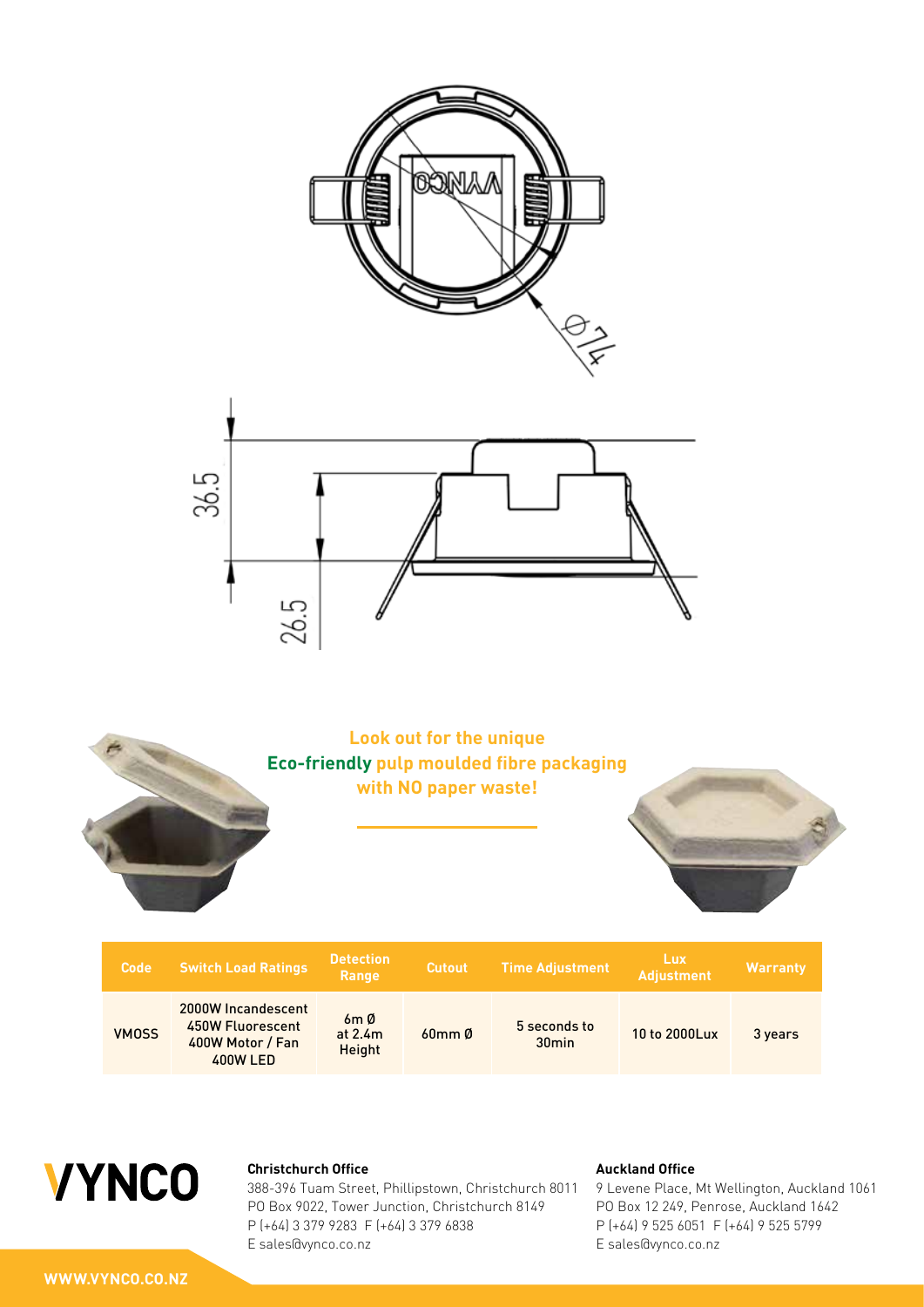Ø74

36.5

26.5

**Look out for the unique**
**Eco-friendly pulp moulded fibre packaging**
**with NO paper waste!**

| Code | Switch Load Ratings | Detection Range | Cutout | Time Adjustment | Lux Adjustment | Warranty |
|---|---|---|---|---|---|---|
| VMOSS | 2000W Incandescent 450W Fluorescent 400W Motor / Fan 400W LED | 6m Ø at 2.4m Height | 60mm Ø | 5 seconds to 30min | 10 to 2000Lux | 3 years |

VYNCO

**Christchurch Office**
388-396 Tuam Street, Phillipstown, Christchurch 8011
PO Box 9022, Tower Junction, Christchurch 8149
P (+64) 3 379 9283 F (+64) 3 379 6838
E sales@vynco.co.nz

**Auckland Office**
9 Levene Place, Mt Wellington, Auckland 1061
PO Box 12 249, Penrose, Auckland 1642
P (+64) 9 525 6051 F (+64) 9 525 5799
E sales@vynco.co.nz

WWW.VYNCO.CO.NZ